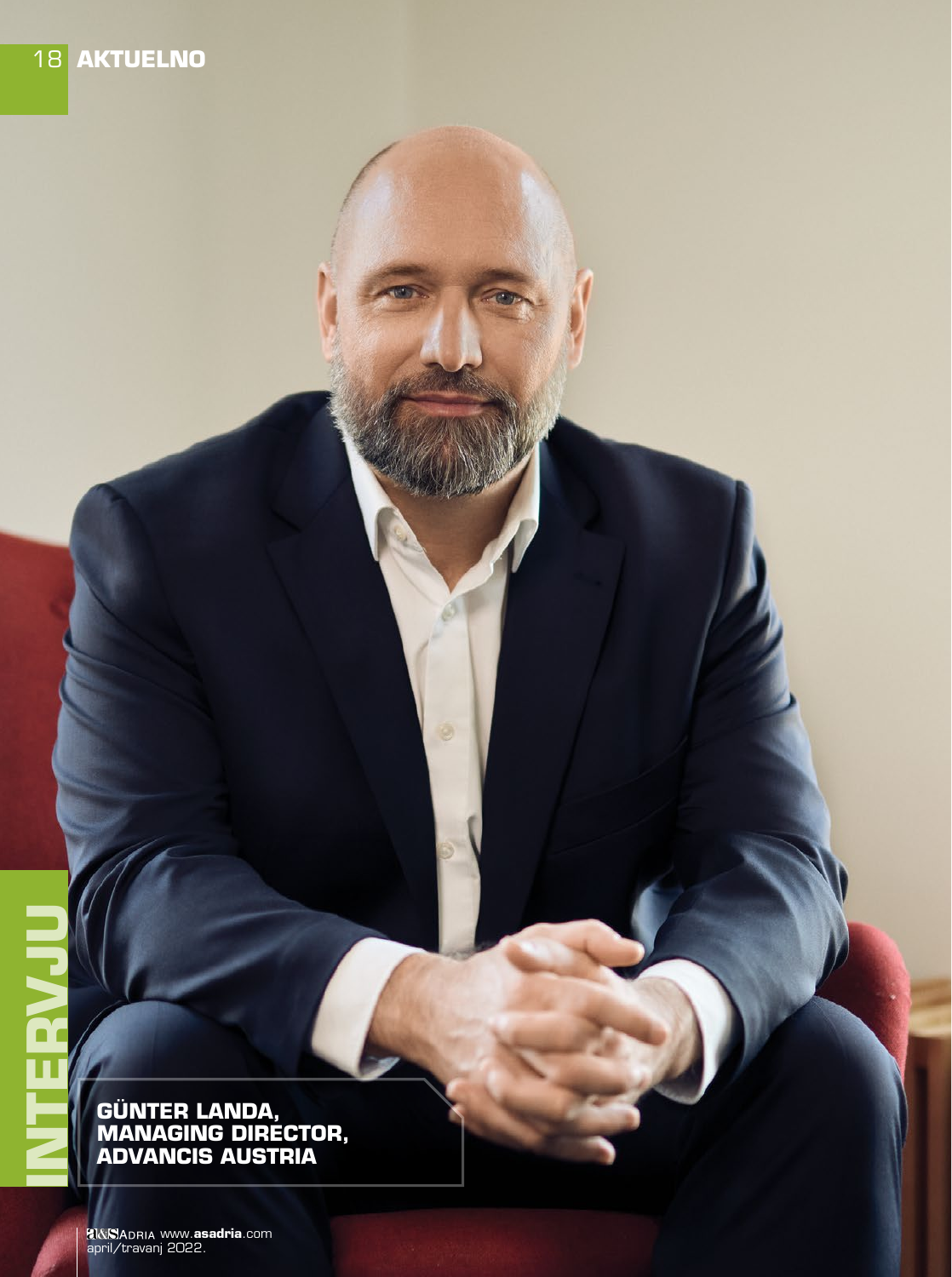INTERVJU

**GÜNTER LANDA, MANAGING DIRECTOR, ADVANCIS AUSTRIA**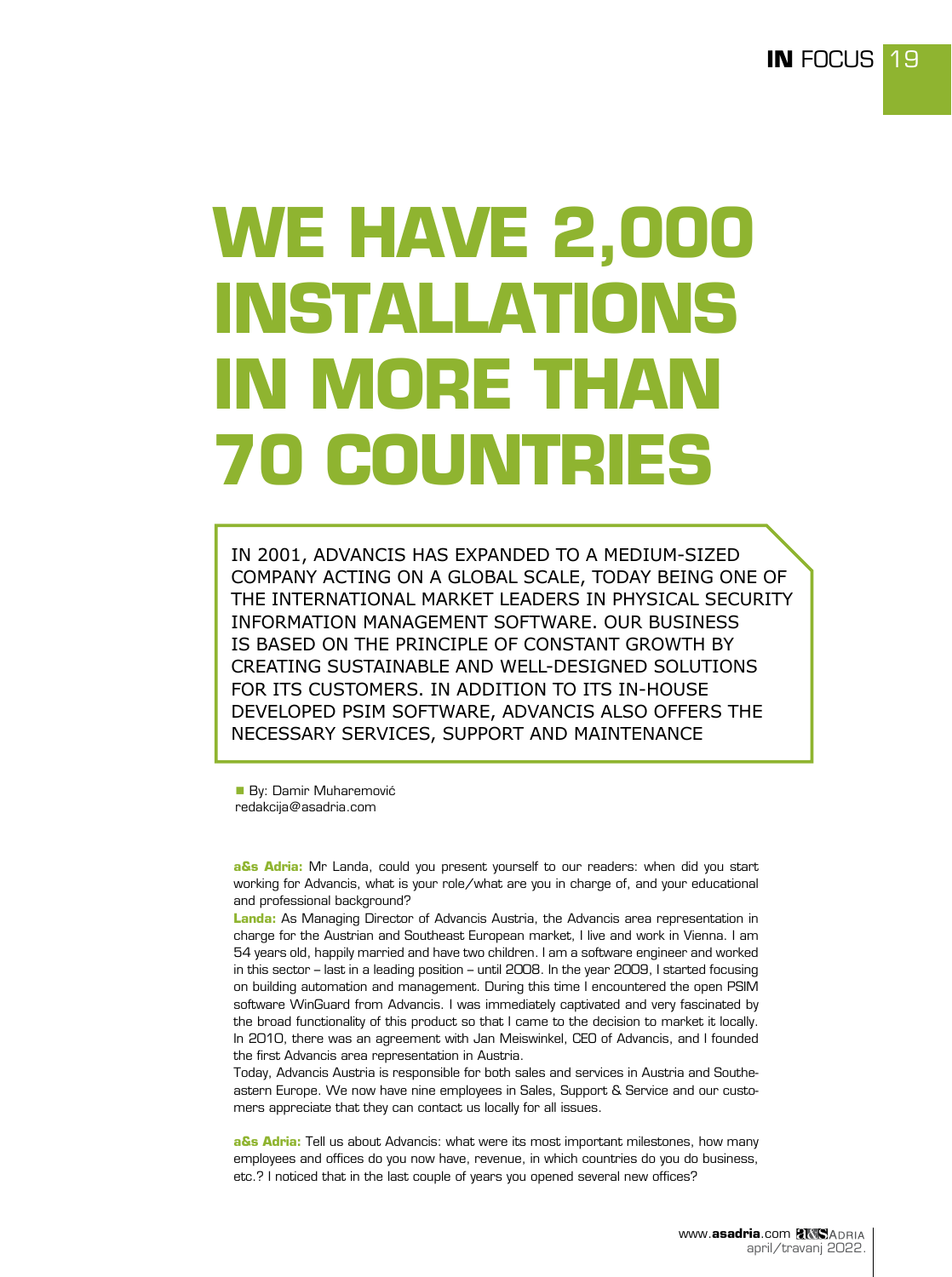# WE HAVE 2,000 INSTALLATIONS IN MORE THAN 70 COUNTRIES

IN 2001, ADVANCIS HAS EXPANDED TO A MEDIUM-SIZED COMPANY ACTING ON A GLOBAL SCALE, TODAY BEING ONE OF THE INTERNATIONAL MARKET LEADERS IN PHYSICAL SECURITY INFORMATION MANAGEMENT SOFTWARE. OUR BUSINESS IS BASED ON THE PRINCIPLE OF CONSTANT GROWTH BY CREATING SUSTAINABLE AND WELL-DESIGNED SOLUTIONS FOR ITS CUSTOMERS. IN ADDITION TO ITS IN-HOUSE DEVELOPED PSIM SOFTWARE, ADVANCIS ALSO OFFERS THE NECESSARY SERVICES, SUPPORT AND MAINTENANCE

By: Damir Muharemović
redakcija@asadria.com

**a&s Adria:** Mr Landa, could you present yourself to our readers: when did you start working for Advancis, what is your role/what are you in charge of, and your educational and professional background?

**Landa:** As Managing Director of Advancis Austria, the Advancis area representation in charge for the Austrian and Southeast European market, I live and work in Vienna. I am 54 years old, happily married and have two children. I am a software engineer and worked in this sector – last in a leading position – until 2008. In the year 2009, I started focusing on building automation and management. During this time I encountered the open PSIM software WinGuard from Advancis. I was immediately captivated and very fascinated by the broad functionality of this product so that I came to the decision to market it locally. In 2010, there was an agreement with Jan Meiswinkel, CEO of Advancis, and I founded the first Advancis area representation in Austria.

Today, Advancis Austria is responsible for both sales and services in Austria and Southeastern Europe. We now have nine employees in Sales, Support & Service and our customers appreciate that they can contact us locally for all issues.

**a&s Adria:** Tell us about Advancis: what were its most important milestones, how many employees and offices do you now have, revenue, in which countries do you do business, etc.? I noticed that in the last couple of years you opened several new offices?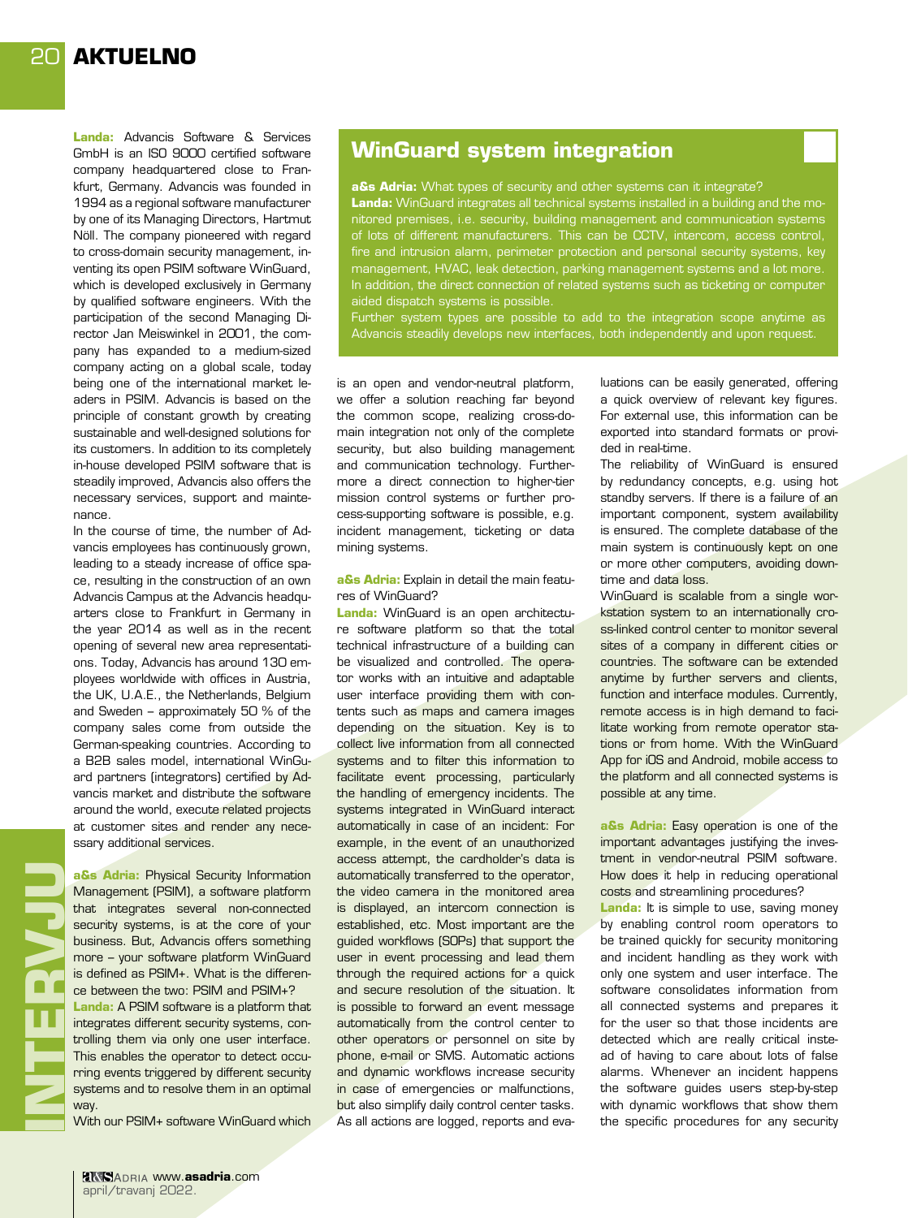**Landa:** Advancis Software & Services GmbH is an ISO 9000 certified software company headquartered close to Frankfurt, Germany. Advancis was founded in 1994 as a regional software manufacturer by one of its Managing Directors, Hartmut Nöll. The company pioneered with regard to cross-domain security management, inventing its open PSIM software WinGuard, which is developed exclusively in Germany by qualified software engineers. With the participation of the second Managing Director Jan Meiswinkel in 2001, the company has expanded to a medium-sized company acting on a global scale, today being one of the international market leaders in PSIM. Advancis is based on the principle of constant growth by creating sustainable and well-designed solutions for its customers. In addition to its completely in-house developed PSIM software that is steadily improved, Advancis also offers the necessary services, support and maintenance.

In the course of time, the number of Advancis employees has continuously grown, leading to a steady increase of office space, resulting in the construction of an own Advancis Campus at the Advancis headquarters close to Frankfurt in Germany in the year 2014 as well as in the recent opening of several new area representations. Today, Advancis has around 130 employees worldwide with offices in Austria, the UK, U.A.E., the Netherlands, Belgium and Sweden – approximately 50 % of the company sales come from outside the German-speaking countries. According to a B2B sales model, international WinGuard partners (integrators) certified by Advancis market and distribute the software around the world, execute related projects at customer sites and render any necessary additional services.

**a&s Adria:** Physical Security Information Management (PSIM), a software platform that integrates several non-connected security systems, is at the core of your business. But, Advancis offers something more – your software platform WinGuard is defined as PSIM+. What is the difference between the two: PSIM and PSIM+?

**Landa:** A PSIM software is a platform that integrates different security systems, controlling them via only one user interface. This enables the operator to detect occurring events triggered by different security systems and to resolve them in an optimal way.

With our PSIM+ software WinGuard which is an open and vendor-neutral platform, we offer a solution reaching far beyond the common scope, realizing cross-domain integration not only of the complete security, but also building management and communication technology. Furthermore a direct connection to higher-tier mission control systems or further process-supporting software is possible, e.g. incident management, ticketing or data mining systems.

## WinGuard system integration

**a&s Adria:** What types of security and other systems can it integrate?

**Landa:** WinGuard integrates all technical systems installed in a building and the monitored premises, i.e. security, building management and communication systems of lots of different manufacturers. This can be CCTV, intercom, access control, fire and intrusion alarm, perimeter protection and personal security systems, key management, HVAC, leak detection, parking management systems and a lot more. In addition, the direct connection of related systems such as ticketing or computer aided dispatch systems is possible.

Further system types are possible to add to the integration scope anytime as Advancis steadily develops new interfaces, both independently and upon request.

**a&s Adria:** Explain in detail the main features of WinGuard?

**Landa:** WinGuard is an open architecture software platform so that the total technical infrastructure of a building can be visualized and controlled. The operator works with an intuitive and adaptable user interface providing them with contents such as maps and camera images depending on the situation. Key is to collect live information from all connected systems and to filter this information to facilitate event processing, particularly the handling of emergency incidents. The systems integrated in WinGuard interact automatically in case of an incident: For example, in the event of an unauthorized access attempt, the cardholder's data is automatically transferred to the operator, the video camera in the monitored area is displayed, an intercom connection is established, etc. Most important are the guided workflows (SOPs) that support the user in event processing and lead them through the required actions for a quick and secure resolution of the situation. It is possible to forward an event message automatically from the control center to other operators or personnel on site by phone, e-mail or SMS. Automatic actions and dynamic workflows increase security in case of emergencies or malfunctions, but also simplify daily control center tasks. As all actions are logged, reports and evaluations can be easily generated, offering a quick overview of relevant key figures. For external use, this information can be exported into standard formats or provided in real-time.

The reliability of WinGuard is ensured by redundancy concepts, e.g. using hot standby servers. If there is a failure of an important component, system availability is ensured. The complete database of the main system is continuously kept on one or more other computers, avoiding downtime and data loss.

WinGuard is scalable from a single workstation system to an internationally cross-linked control center to monitor several sites of a company in different cities or countries. The software can be extended anytime by further servers and clients, function and interface modules. Currently, remote access is in high demand to facilitate working from remote operator stations or from home. With the WinGuard App for iOS and Android, mobile access to the platform and all connected systems is possible at any time.

**a&s Adria:** Easy operation is one of the important advantages justifying the investment in vendor-neutral PSIM software. How does it help in reducing operational costs and streamlining procedures?

**Landa:** It is simple to use, saving money by enabling control room operators to be trained quickly for security monitoring and incident handling as they work with only one system and user interface. The software consolidates information from all connected systems and prepares it for the user so that those incidents are detected which are really critical instead of having to care about lots of false alarms. Whenever an incident happens the software guides users step-by-step with dynamic workflows that show them the specific procedures for any security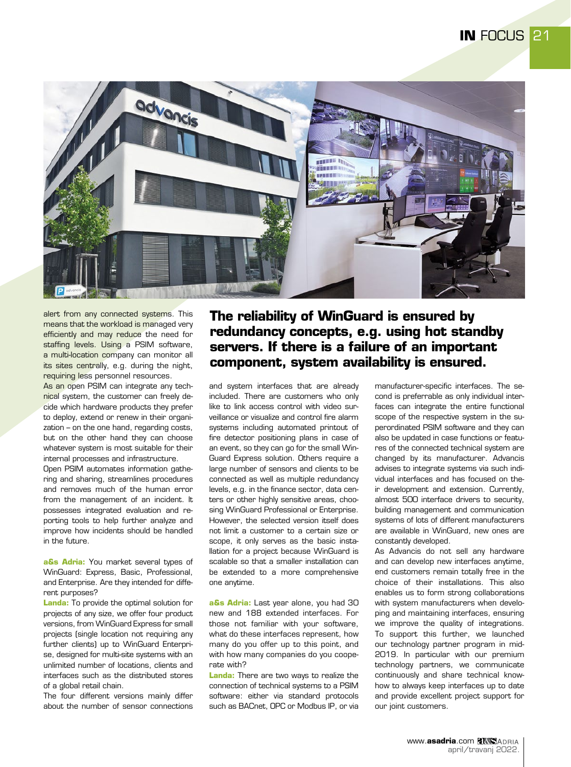alert from any connected systems. This means that the workload is managed very efficiently and may reduce the need for staffing levels. Using a PSIM software, a multi-location company can monitor all its sites centrally, e.g. during the night, requiring less personnel resources.

As an open PSIM can integrate any technical system, the customer can freely decide which hardware products they prefer to deploy, extend or renew in their organization – on the one hand, regarding costs, but on the other hand they can choose whatever system is most suitable for their internal processes and infrastructure.

Open PSIM automates information gathering and sharing, streamlines procedures and removes much of the human error from the management of an incident. It possesses integrated evaluation and reporting tools to help further analyze and improve how incidents should be handled in the future.

**a&s Adria:** You market several types of WinGuard: Express, Basic, Professional, and Enterprise. Are they intended for different purposes?

**Landa:** To provide the optimal solution for projects of any size, we offer four product versions, from WinGuard Express for small projects (single location not requiring any further clients) up to WinGuard Enterprise, designed for multi-site systems with an unlimited number of locations, clients and interfaces such as the distributed stores of a global retail chain.

The four different versions mainly differ about the number of sensor connections and system interfaces that are already included. There are customers who only like to link access control with video surveillance or visualize and control fire alarm systems including automated printout of fire detector positioning plans in case of an event, so they can go for the small WinGuard Express solution. Others require a large number of sensors and clients to be connected as well as multiple redundancy levels, e.g. in the finance sector, data centers or other highly sensitive areas, choosing WinGuard Professional or Enterprise. However, the selected version itself does not limit a customer to a certain size or scope, it only serves as the basic installation for a project because WinGuard is scalable so that a smaller installation can be extended to a more comprehensive one anytime.

## The reliability of WinGuard is ensured by redundancy concepts, e.g. using hot standby servers. If there is a failure of an important component, system availability is ensured.

**a&s Adria:** Last year alone, you had 30 new and 188 extended interfaces. For those not familiar with your software, what do these interfaces represent, how many do you offer up to this point, and with how many companies do you cooperate with?

**Landa:** There are two ways to realize the connection of technical systems to a PSIM software: either via standard protocols such as BACnet, OPC or Modbus IP, or via manufacturer-specific interfaces. The second is preferrable as only individual interfaces can integrate the entire functional scope of the respective system in the superordinated PSIM software and they can also be updated in case functions or features of the connected technical system are changed by its manufacturer. Advancis advises to integrate systems via such individual interfaces and has focused on their development and extension. Currently, almost 500 interface drivers to security, building management and communication systems of lots of different manufacturers are available in WinGuard, new ones are constantly developed.

As Advancis do not sell any hardware and can develop new interfaces anytime, end customers remain totally free in the choice of their installations. This also enables us to form strong collaborations with system manufacturers when developing and maintaining interfaces, ensuring we improve the quality of integrations. To support this further, we launched our technology partner program in mid-2019. In particular with our premium technology partners, we communicate continuously and share technical know-how to always keep interfaces up to date and provide excellent project support for our joint customers.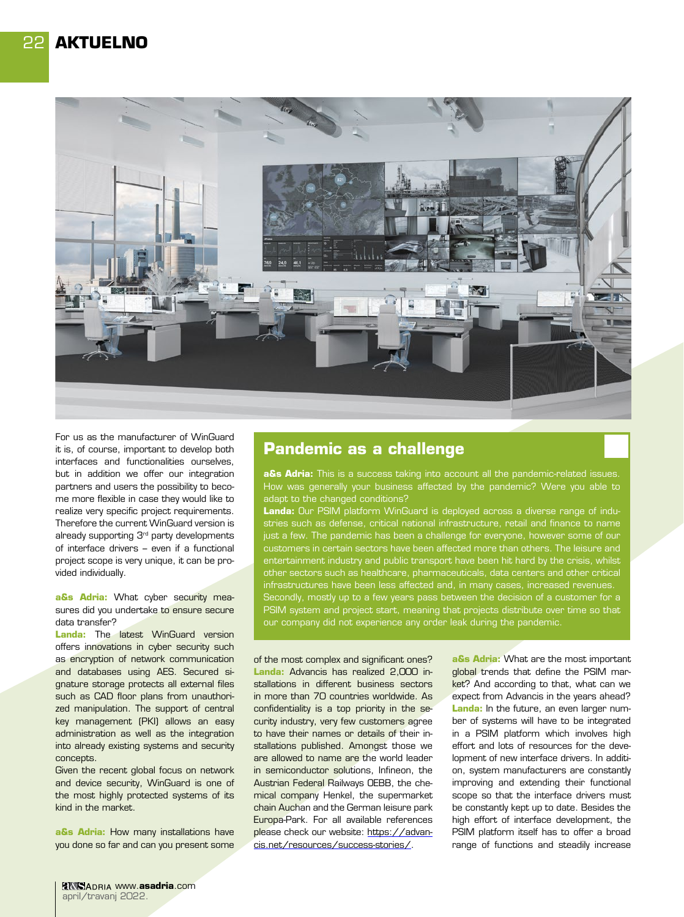For us as the manufacturer of WinGuard it is, of course, important to develop both interfaces and functionalities ourselves, but in addition we offer our integration partners and users the possibility to become more flexible in case they would like to realize very specific project requirements. Therefore the current WinGuard version is already supporting 3rd party developments of interface drivers – even if a functional project scope is very unique, it can be provided individually.

**a&s Adria:** What cyber security measures did you undertake to ensure secure data transfer?

**Landa:** The latest WinGuard version offers innovations in cyber security such as encryption of network communication and databases using AES. Secured signature storage protects all external files such as CAD floor plans from unauthorized manipulation. The support of central key management (PKI) allows an easy administration as well as the integration into already existing systems and security concepts.

Given the recent global focus on network and device security, WinGuard is one of the most highly protected systems of its kind in the market.

**a&s Adria:** How many installations have you done so far and can you present some of the most complex and significant ones?

**Landa:** Advancis has realized 2,000 installations in different business sectors in more than 70 countries worldwide. As confidentiality is a top priority in the security industry, very few customers agree to have their names or details of their installations published. Amongst those we are allowed to name are the world leader in semiconductor solutions, Infineon, the Austrian Federal Railways OEBB, the chemical company Henkel, the supermarket chain Auchan and the German leisure park Europa-Park. For all available references please check our website: https://advancis.net/resources/success-stories/.

**a&s Adria:** What are the most important global trends that define the PSIM market? And according to that, what can we expect from Advancis in the years ahead?

**Landa:** In the future, an even larger number of systems will have to be integrated in a PSIM platform which involves high effort and lots of resources for the development of new interface drivers. In addition, system manufacturers are constantly improving and extending their functional scope so that the interface drivers must be constantly kept up to date. Besides the high effort of interface development, the PSIM platform itself has to offer a broad range of functions and steadily increase

## Pandemic as a challenge

**a&s Adria:** This is a success taking into account all the pandemic-related issues. How was generally your business affected by the pandemic? Were you able to adapt to the changed conditions?

**Landa:** Our PSIM platform WinGuard is deployed across a diverse range of industries such as defense, critical national infrastructure, retail and finance to name just a few. The pandemic has been a challenge for everyone, however some of our customers in certain sectors have been affected more than others. The leisure and entertainment industry and public transport have been hit hard by the crisis, whilst other sectors such as healthcare, pharmaceuticals, data centers and other critical infrastructures have been less affected and, in many cases, increased revenues. Secondly, mostly up to a few years pass between the decision of a customer for a PSIM system and project start, meaning that projects distribute over time so that our company did not experience any order leak during the pandemic.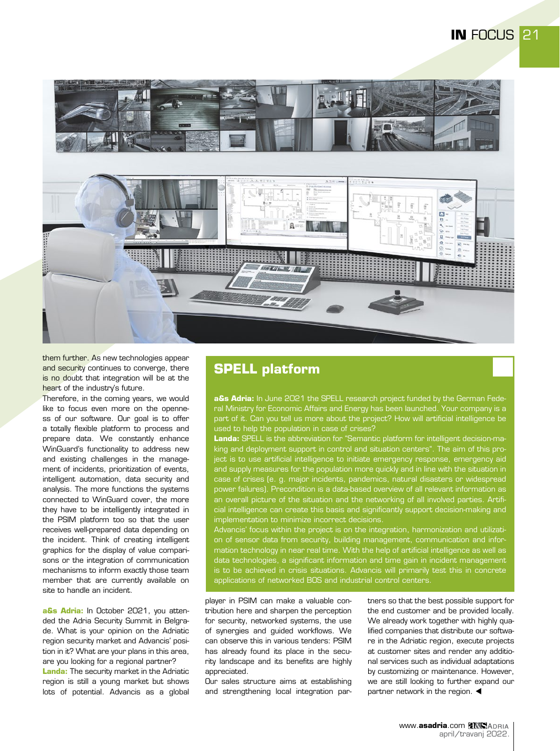them further. As new technologies appear and security continues to converge, there is no doubt that integration will be at the heart of the industry's future.

Therefore, in the coming years, we would like to focus even more on the openness of our software. Our goal is to offer a totally flexible platform to process and prepare data. We constantly enhance WinGuard's functionality to address new and existing challenges in the management of incidents, prioritization of events, intelligent automation, data security and analysis. The more functions the systems connected to WinGuard cover, the more they have to be intelligently integrated in the PSIM platform too so that the user receives well-prepared data depending on the incident. Think of creating intelligent graphics for the display of value comparisons or the integration of communication mechanisms to inform exactly those team member that are currently available on site to handle an incident.

**a&s Adria:** In October 2021, you attended the Adria Security Summit in Belgrade. What is your opinion on the Adriatic region security market and Advancis' position in it? What are your plans in this area, are you looking for a regional partner?

**Landa:** The security market in the Adriatic region is still a young market but shows lots of potential. Advancis as a global player in PSIM can make a valuable contribution here and sharpen the perception for security, networked systems, the use of synergies and guided workflows. We can observe this in various tenders: PSIM has already found its place in the security landscape and its benefits are highly appreciated.

Our sales structure aims at establishing and strengthening local integration partners so that the best possible support for the end customer and be provided locally. We already work together with highly qualified companies that distribute our software in the Adriatic region, execute projects at customer sites and render any additional services such as individual adaptations by customizing or maintenance. However, we are still looking to further expand our partner network in the region. ◀

## SPELL platform

**a&s Adria:** In June 2021 the SPELL research project funded by the German Federal Ministry for Economic Affairs and Energy has been launched. Your company is a part of it. Can you tell us more about the project? How will artificial intelligence be used to help the population in case of crises?

**Landa:** SPELL is the abbreviation for "Semantic platform for intelligent decision-making and deployment support in control and situation centers". The aim of this project is to use artificial intelligence to initiate emergency response, emergency aid and supply measures for the population more quickly and in line with the situation in case of crises (e. g. major incidents, pandemics, natural disasters or widespread power failures). Precondition is a data-based overview of all relevant information as an overall picture of the situation and the networking of all involved parties. Artificial intelligence can create this basis and significantly support decision-making and implementation to minimize incorrect decisions.

Advancis' focus within the project is on the integration, harmonization and utilization of sensor data from security, building management, communication and information technology in near real time. With the help of artificial intelligence as well as data technologies, a significant information and time gain in incident management is to be achieved in crisis situations. Advancis will primarily test this in concrete applications of networked BOS and industrial control centers.